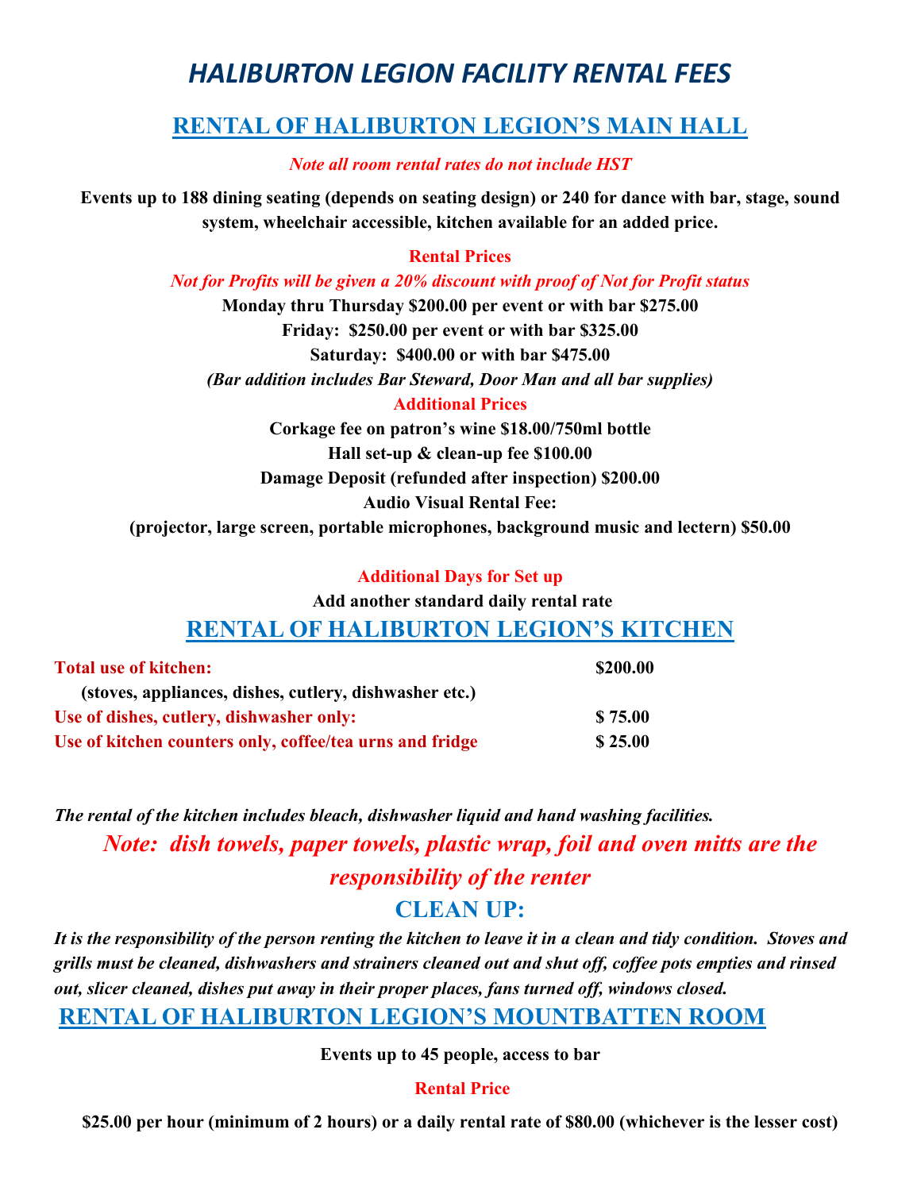# *HALIBURTON LEGION FACILITY RENTAL FEES*

## RENTAL OF HALIBURTON LEGION'S MAIN HALL

*Note all room rental rates do not include HST*

**Events up to 188 dining seating (depends on seating design) or 240 for dance with bar, stage, sound system, wheelchair accessible, kitchen available for an added price.**

### Rental Prices

*Not for Profits will be given a 20% discount with proof of Not for Profit status*

**Monday thru Thursday $200.00 per event or with bar $275.00**

**Friday: $250.00 per event or with bar $325.00**

**Saturday: $400.00 or with bar $475.00**

***(Bar addition includes Bar Steward, Door Man and all bar supplies)***

### Additional Prices

**Corkage fee on patron's wine $18.00/750ml bottle**

**Hall set-up & clean-up fee $100.00**

**Damage Deposit (refunded after inspection) $200.00**

**Audio Visual Rental Fee:**

**(projector, large screen, portable microphones, background music and lectern) $50.00**

### Additional Days for Set up

**Add another standard daily rental rate**

## RENTAL OF HALIBURTON LEGION'S KITCHEN

| | |
|---|---|
| **Total use of kitchen:** (stoves, appliances, dishes, cutlery, dishwasher etc.) | **$200.00** |
| **Use of dishes, cutlery, dishwasher only:** | **$ 75.00** |
| **Use of kitchen counters only, coffee/tea urns and fridge** | **$ 25.00** |

***The rental of the kitchen includes bleach, dishwasher liquid and hand washing facilities.***

*Note: dish towels, paper towels, plastic wrap, foil and oven mitts are the responsibility of the renter*

## CLEAN UP:

***It is the responsibility of the person renting the kitchen to leave it in a clean and tidy condition. Stoves and grills must be cleaned, dishwashers and strainers cleaned out and shut off, coffee pots empties and rinsed out, slicer cleaned, dishes put away in their proper places, fans turned off, windows closed.***

## RENTAL OF HALIBURTON LEGION'S MOUNTBATTEN ROOM

**Events up to 45 people, access to bar**

### Rental Price

**$25.00 per hour (minimum of 2 hours) or a daily rental rate of $80.00 (whichever is the lesser cost)**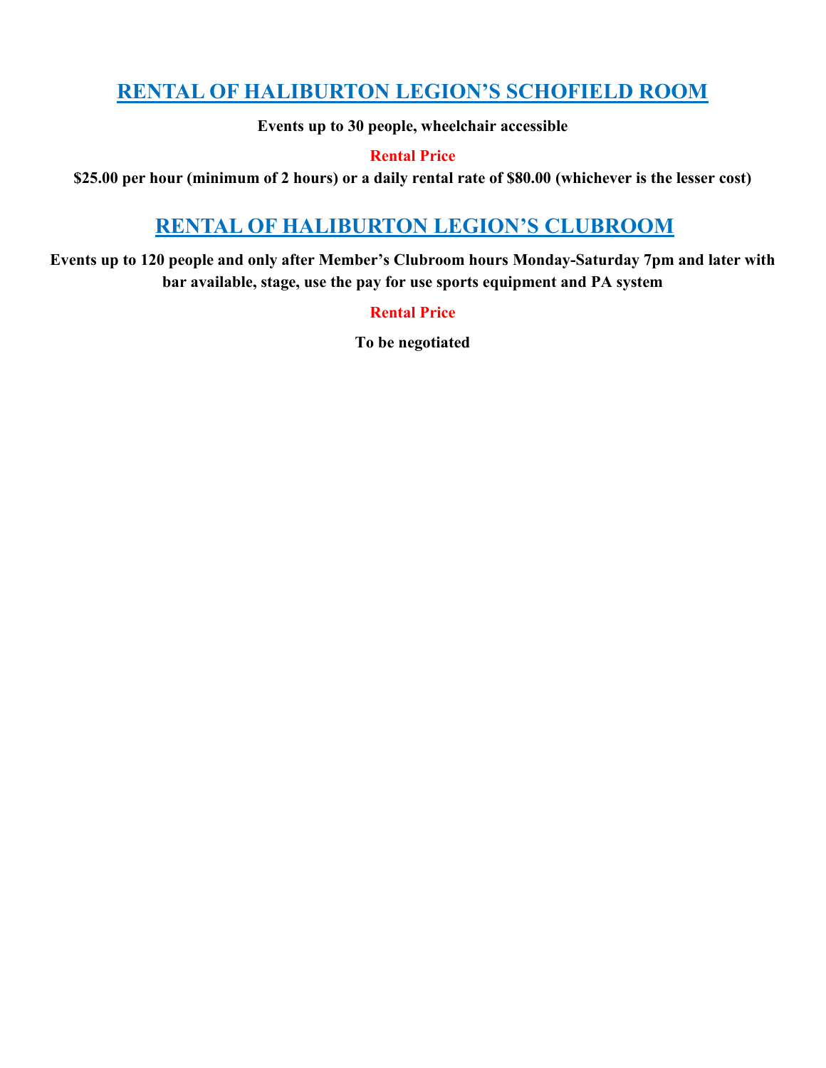## RENTAL OF HALIBURTON LEGION'S SCHOFIELD ROOM

**Events up to 30 people, wheelchair accessible**

**Rental Price**

**$25.00 per hour (minimum of 2 hours) or a daily rental rate of $80.00 (whichever is the lesser cost)**

## RENTAL OF HALIBURTON LEGION'S CLUBROOM

**Events up to 120 people and only after Member's Clubroom hours Monday-Saturday 7pm and later with bar available, stage, use the pay for use sports equipment and PA system**

**Rental Price**

**To be negotiated**